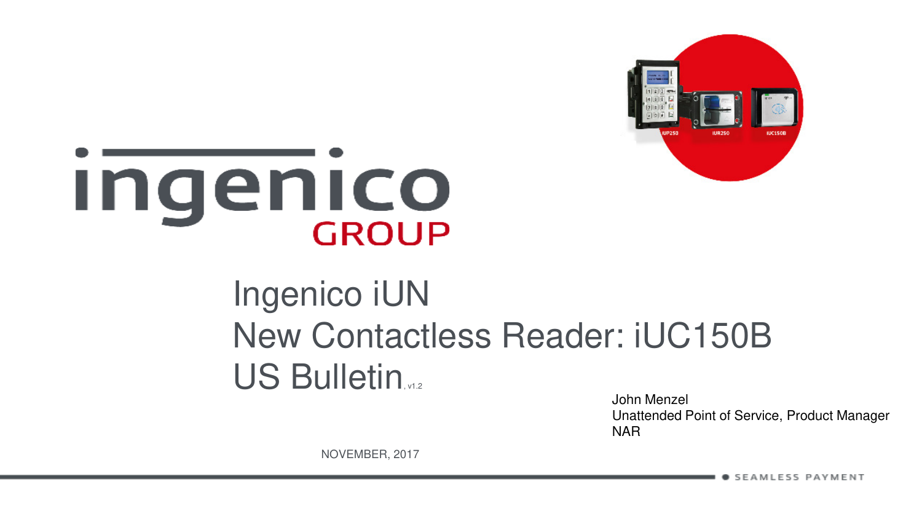ingenico GROUP

# Ingenico iUN
# New Contactless Reader: iUC150B
# US Bulletin, v1.2

John Menzel
Unattended Point of Service, Product Manager
NAR

NOVEMBER, 2017

SEAMLESS PAYMENT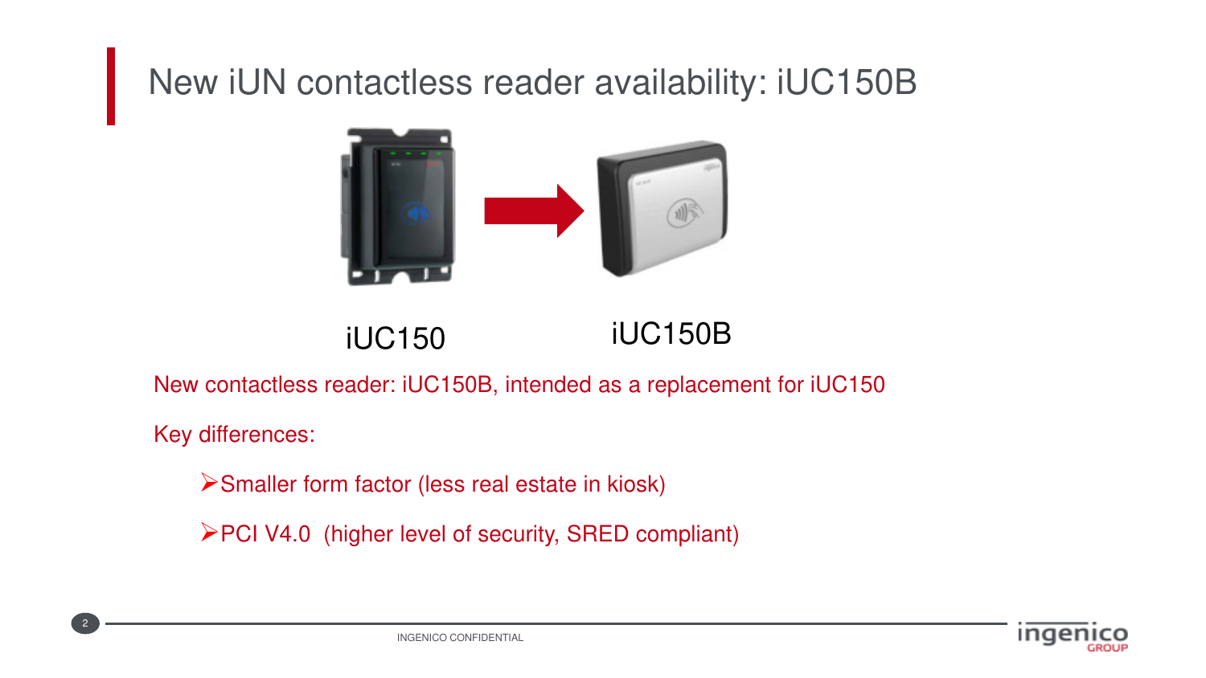# New iUN contactless reader availability: iUC150B

iUC150

iUC150B

New contactless reader: iUC150B, intended as a replacement for iUC150

Key differences:

- Smaller form factor (less real estate in kiosk)
- PCI V4.0 (higher level of security, SRED compliant)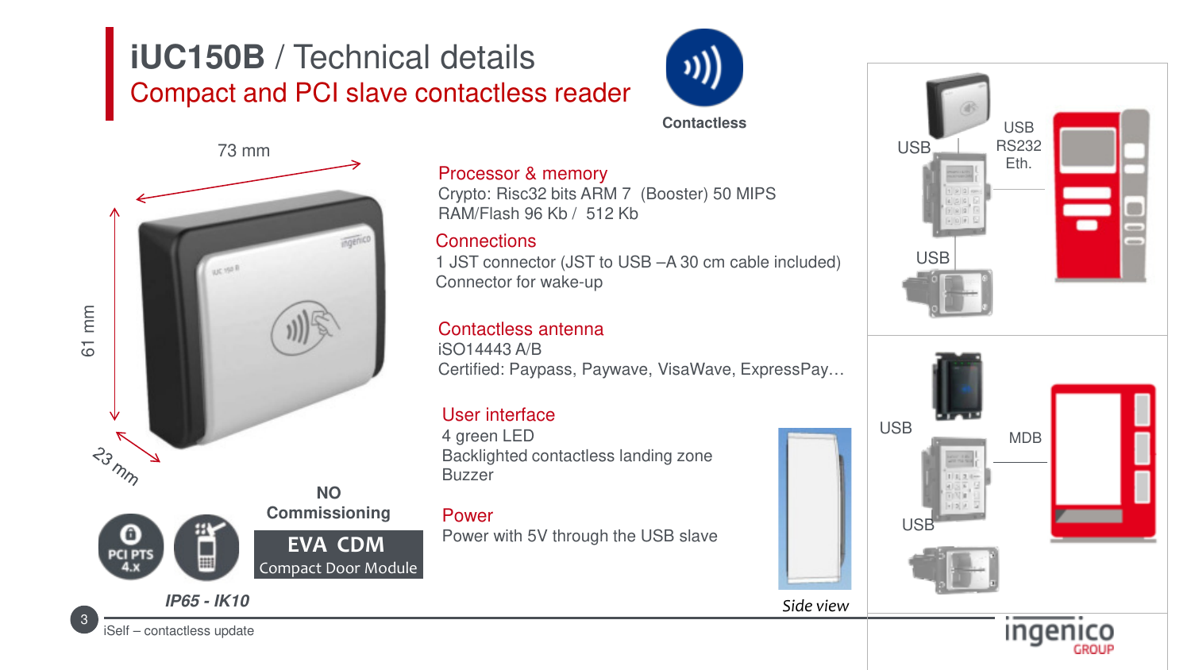# iUC150B / Technical details

## Compact and PCI slave contactless reader

Contactless

73 mm

61 mm

23 mm

### Processor & memory

Crypto: Risc32 bits ARM 7 (Booster) 50 MIPS
RAM/Flash 96 Kb / 512 Kb

### Connections

1 JST connector (JST to USB –A 30 cm cable included)
Connector for wake-up

### Contactless antenna

iSO14443 A/B
Certified: Paypass, Paywave, VisaWave, ExpressPay…

### User interface

4 green LED
Backlighted contactless landing zone
Buzzer

### Power

Power with 5V through the USB slave

**NO Commissioning**

**EVA CDM**
Compact Door Module

PCI PTS 4.x

*IP65 - IK10*

*Side view*

USB

USB
RS232
Eth.

USB

USB

MDB

USB

iSelf – contactless update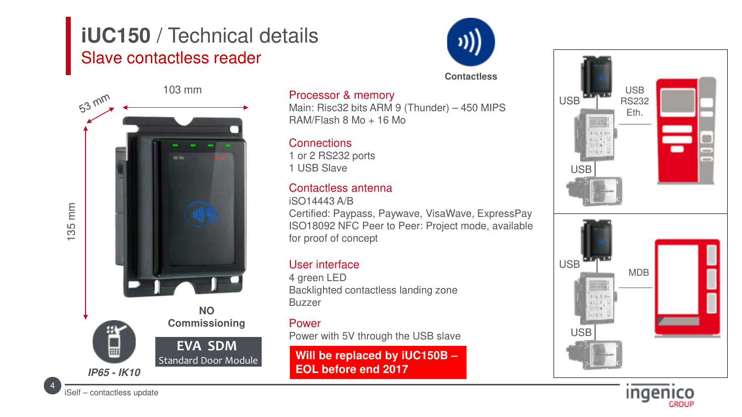# iUC150 / Technical details

## Slave contactless reader

Contactless

103 mm

53 mm

135 mm

NO Commissioning

**EVA SDM**
Standard Door Module

*IP65 - IK10*

### Processor & memory

Main: Risc32 bits ARM 9 (Thunder) – 450 MIPS
RAM/Flash 8 Mo + 16 Mo

### Connections

1 or 2 RS232 ports
1 USB Slave

### Contactless antenna

iSO14443 A/B
Certified: Paypass, Paywave, VisaWave, ExpressPay
ISO18092 NFC Peer to Peer: Project mode, available for proof of concept

### User interface

4 green LED
Backlighted contactless landing zone
Buzzer

### Power

Power with 5V through the USB slave

**Will be replaced by iUC150B – EOL before end 2017**

USB
USB
USB RS232 Eth.

USB
USB
MDB

iSelf – contactless update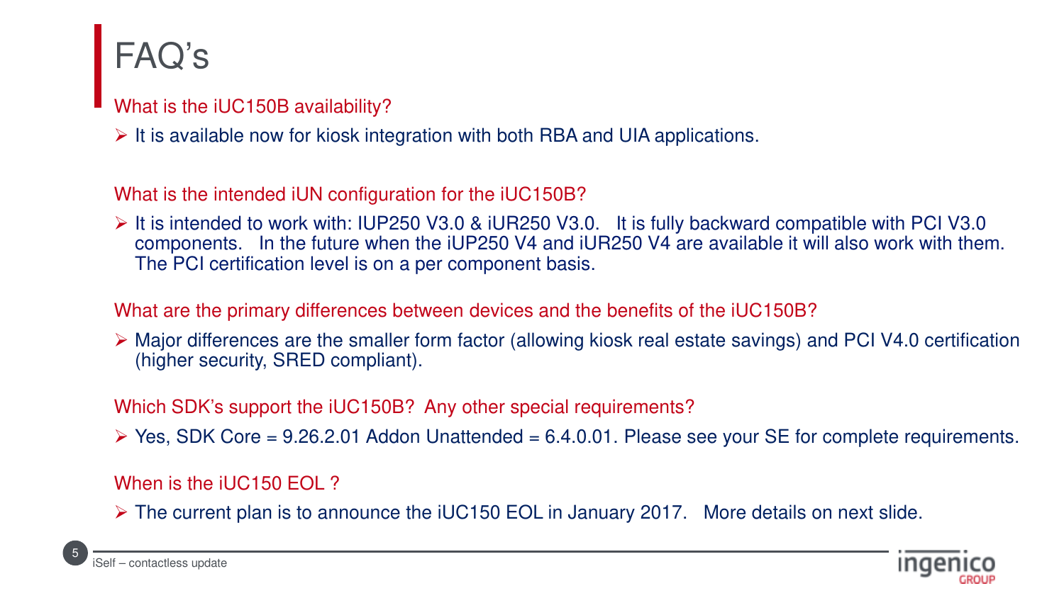# FAQ's

**What is the iUC150B availability?**

- It is available now for kiosk integration with both RBA and UIA applications.

**What is the intended iUN configuration for the iUC150B?**

- It is intended to work with: IUP250 V3.0 & iUR250 V3.0. It is fully backward compatible with PCI V3.0 components. In the future when the iUP250 V4 and iUR250 V4 are available it will also work with them. The PCI certification level is on a per component basis.

**What are the primary differences between devices and the benefits of the iUC150B?**

- Major differences are the smaller form factor (allowing kiosk real estate savings) and PCI V4.0 certification (higher security, SRED compliant).

**Which SDK's support the iUC150B? Any other special requirements?**

- Yes, SDK Core = 9.26.2.01 Addon Unattended = 6.4.0.01. Please see your SE for complete requirements.

**When is the iUC150 EOL ?**

- The current plan is to announce the iUC150 EOL in January 2017. More details on next slide.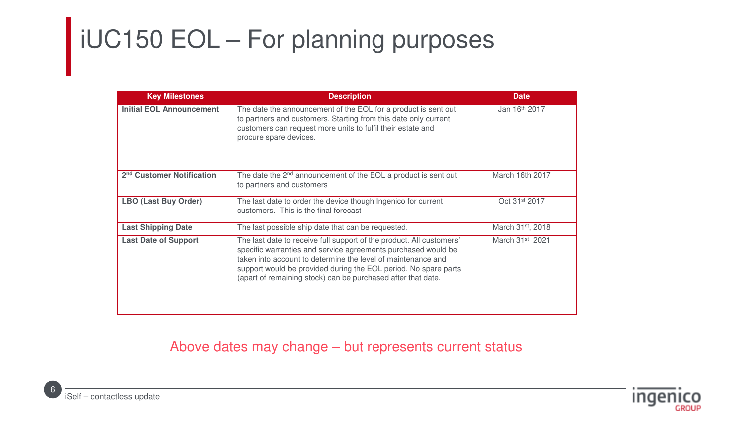# iUC150 EOL – For planning purposes

| Key Milestones | Description | Date |
|---|---|---|
| **Initial EOL Announcement** | The date the announcement of the EOL for a product is sent out to partners and customers. Starting from this date only current customers can request more units to fulfil their estate and procure spare devices. | Jan 16th 2017 |
| **2nd Customer Notification** | The date the 2nd announcement of the EOL a product is sent out to partners and customers | March 16th 2017 |
| **LBO (Last Buy Order)** | The last date to order the device though Ingenico for current customers. This is the final forecast | Oct 31st 2017 |
| **Last Shipping Date** | The last possible ship date that can be requested. | March 31st, 2018 |
| **Last Date of Support** | The last date to receive full support of the product. All customers' specific warranties and service agreements purchased would be taken into account to determine the level of maintenance and support would be provided during the EOL period. No spare parts (apart of remaining stock) can be purchased after that date. | March 31st 2021 |

Above dates may change – but represents current status